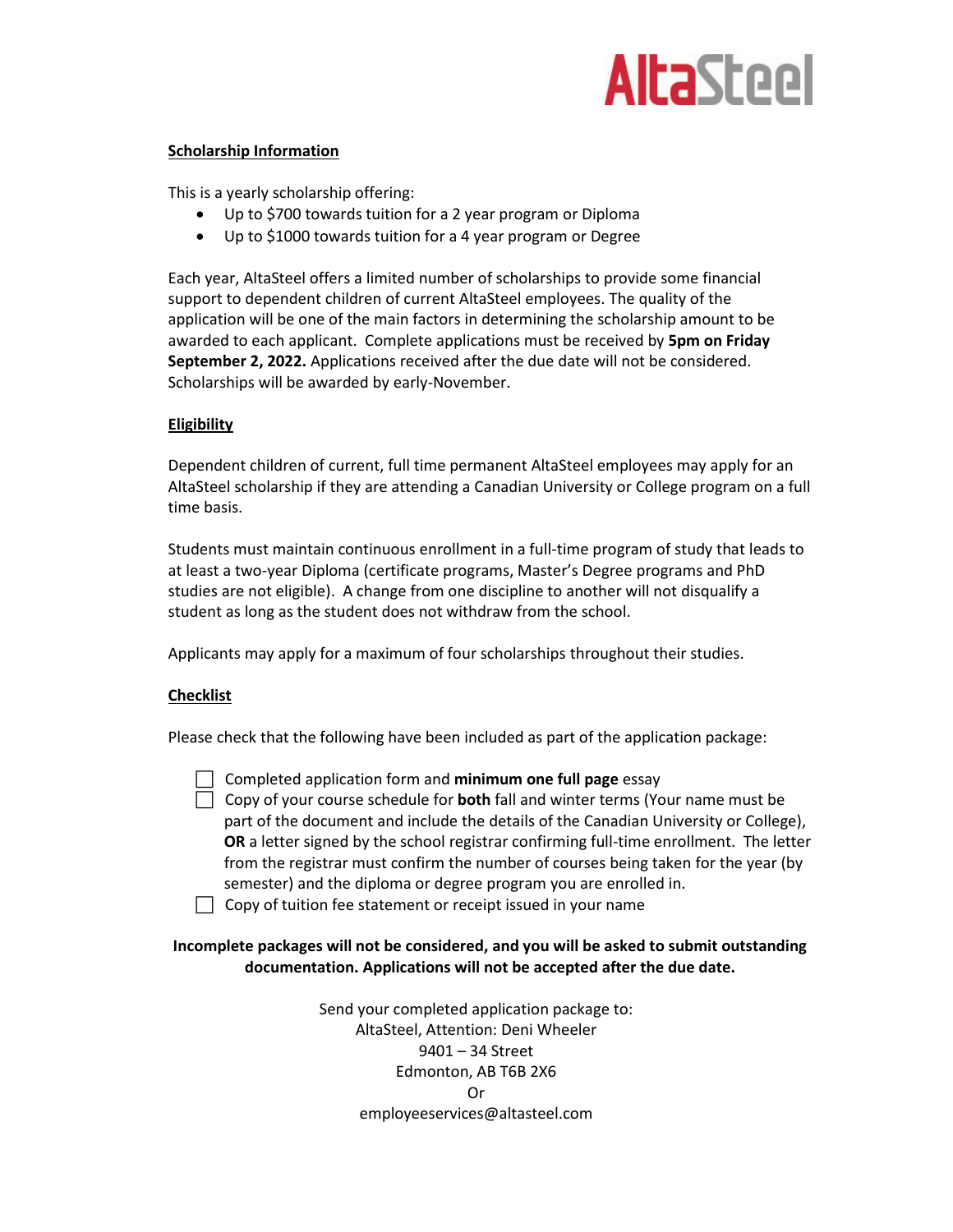AltaSteel

## Scholarship Information

This is a yearly scholarship offering:

- Up to $700 towards tuition for a 2 year program or Diploma
- Up to $1000 towards tuition for a 4 year program or Degree

Each year, AltaSteel offers a limited number of scholarships to provide some financial support to dependent children of current AltaSteel employees. The quality of the application will be one of the main factors in determining the scholarship amount to be awarded to each applicant. Complete applications must be received by **5pm on Friday September 2, 2022.** Applications received after the due date will not be considered. Scholarships will be awarded by early-November.

## Eligibility

Dependent children of current, full time permanent AltaSteel employees may apply for an AltaSteel scholarship if they are attending a Canadian University or College program on a full time basis.

Students must maintain continuous enrollment in a full-time program of study that leads to at least a two-year Diploma (certificate programs, Master's Degree programs and PhD studies are not eligible). A change from one discipline to another will not disqualify a student as long as the student does not withdraw from the school.

Applicants may apply for a maximum of four scholarships throughout their studies.

## Checklist

Please check that the following have been included as part of the application package:

- [ ] Completed application form and **minimum one full page** essay
- [ ] Copy of your course schedule for **both** fall and winter terms (Your name must be part of the document and include the details of the Canadian University or College), **OR** a letter signed by the school registrar confirming full-time enrollment. The letter from the registrar must confirm the number of courses being taken for the year (by semester) and the diploma or degree program you are enrolled in.
- [ ] Copy of tuition fee statement or receipt issued in your name

**Incomplete packages will not be considered, and you will be asked to submit outstanding documentation. Applications will not be accepted after the due date.**

Send your completed application package to:
AltaSteel, Attention: Deni Wheeler
9401 – 34 Street
Edmonton, AB T6B 2X6
Or
employeeservices@altasteel.com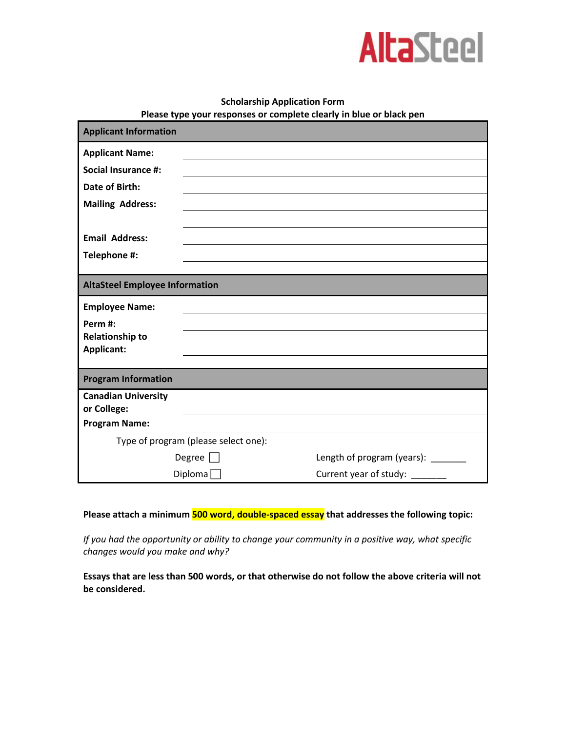AltaSteel

**Scholarship Application Form**

**Please type your responses or complete clearly in blue or black pen**

| **Applicant Information** | |
|---|---|
| **Applicant Name:** | |
| **Social Insurance #:** | |
| **Date of Birth:** | |
| **Mailing Address:** | |
| | |
| **Email Address:** | |
| **Telephone #:** | |

| **AltaSteel Employee Information** | |
|---|---|
| **Employee Name:** | |
| **Perm #:** | |
| **Relationship to Applicant:** | |

| **Program Information** | |
|---|---|
| **Canadian University or College:** | |
| **Program Name:** | |

Type of program (please select one):

| | |
|---|---|
| Degree ☐ | Length of program (years): _______ |
| Diploma ☐ | Current year of study: _______ |

**Please attach a minimum 500 word, double-spaced essay that addresses the following topic:**

*If you had the opportunity or ability to change your community in a positive way, what specific changes would you make and why?*

**Essays that are less than 500 words, or that otherwise do not follow the above criteria will not be considered.**